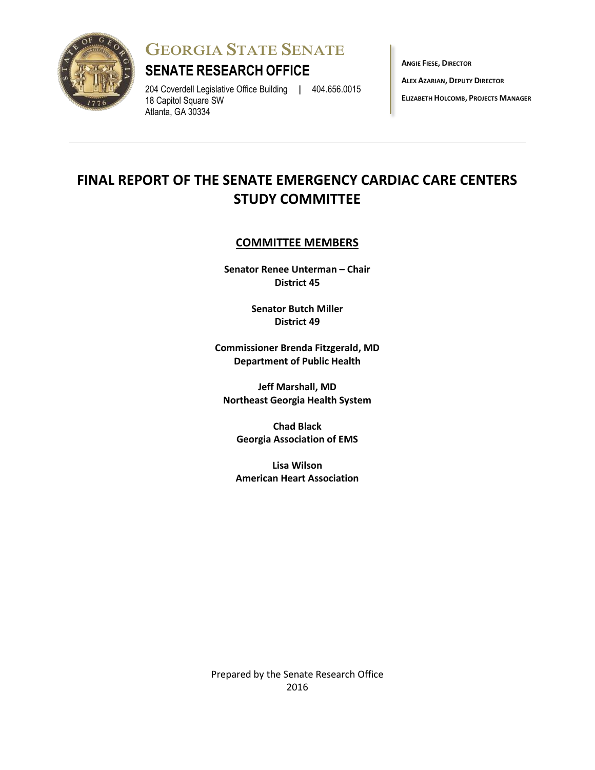# GEORGIA STATE SENATE

## SENATE RESEARCH OFFICE

204 Coverdell Legislative Office Building | 404.656.0015
18 Capitol Square SW
Atlanta, GA 30334

**ANGIE FIESE, DIRECTOR**

**ALEX AZARIAN, DEPUTY DIRECTOR**

**ELIZABETH HOLCOMB, PROJECTS MANAGER**

---

# FINAL REPORT OF THE SENATE EMERGENCY CARDIAC CARE CENTERS STUDY COMMITTEE

## COMMITTEE MEMBERS

**Senator Renee Unterman – Chair**
**District 45**

**Senator Butch Miller**
**District 49**

**Commissioner Brenda Fitzgerald, MD**
**Department of Public Health**

**Jeff Marshall, MD**
**Northeast Georgia Health System**

**Chad Black**
**Georgia Association of EMS**

**Lisa Wilson**
**American Heart Association**

Prepared by the Senate Research Office
2016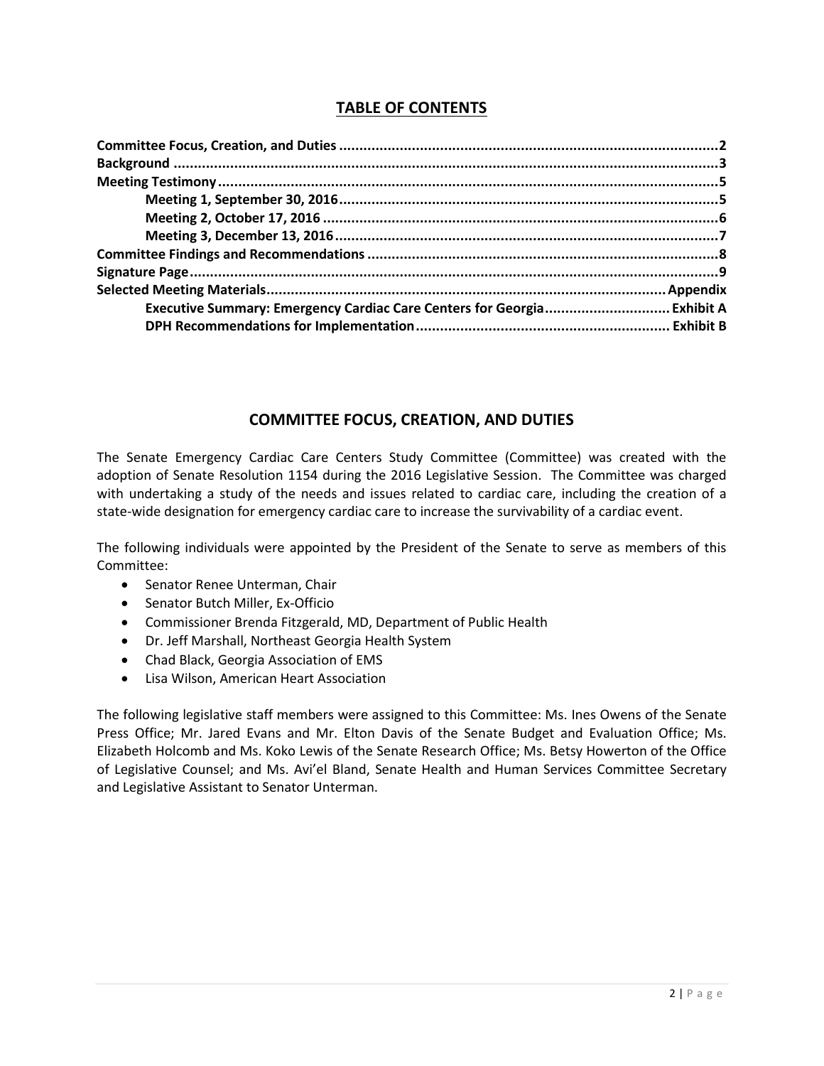## TABLE OF CONTENTS

**Committee Focus, Creation, and Duties** .......... 2
**Background** .......... 3
**Meeting Testimony** .......... 5
- **Meeting 1, September 30, 2016** .......... 5
- **Meeting 2, October 17, 2016** .......... 6
- **Meeting 3, December 13, 2016** .......... 7

**Committee Findings and Recommendations** .......... 8
**Signature Page** .......... 9
**Selected Meeting Materials** .......... Appendix
- **Executive Summary: Emergency Cardiac Care Centers for Georgia** .......... Exhibit A
- **DPH Recommendations for Implementation** .......... Exhibit B

## COMMITTEE FOCUS, CREATION, AND DUTIES

The Senate Emergency Cardiac Care Centers Study Committee (Committee) was created with the adoption of Senate Resolution 1154 during the 2016 Legislative Session. The Committee was charged with undertaking a study of the needs and issues related to cardiac care, including the creation of a state-wide designation for emergency cardiac care to increase the survivability of a cardiac event.

The following individuals were appointed by the President of the Senate to serve as members of this Committee:

- Senator Renee Unterman, Chair
- Senator Butch Miller, Ex-Officio
- Commissioner Brenda Fitzgerald, MD, Department of Public Health
- Dr. Jeff Marshall, Northeast Georgia Health System
- Chad Black, Georgia Association of EMS
- Lisa Wilson, American Heart Association

The following legislative staff members were assigned to this Committee: Ms. Ines Owens of the Senate Press Office; Mr. Jared Evans and Mr. Elton Davis of the Senate Budget and Evaluation Office; Ms. Elizabeth Holcomb and Ms. Koko Lewis of the Senate Research Office; Ms. Betsy Howerton of the Office of Legislative Counsel; and Ms. Avi'el Bland, Senate Health and Human Services Committee Secretary and Legislative Assistant to Senator Unterman.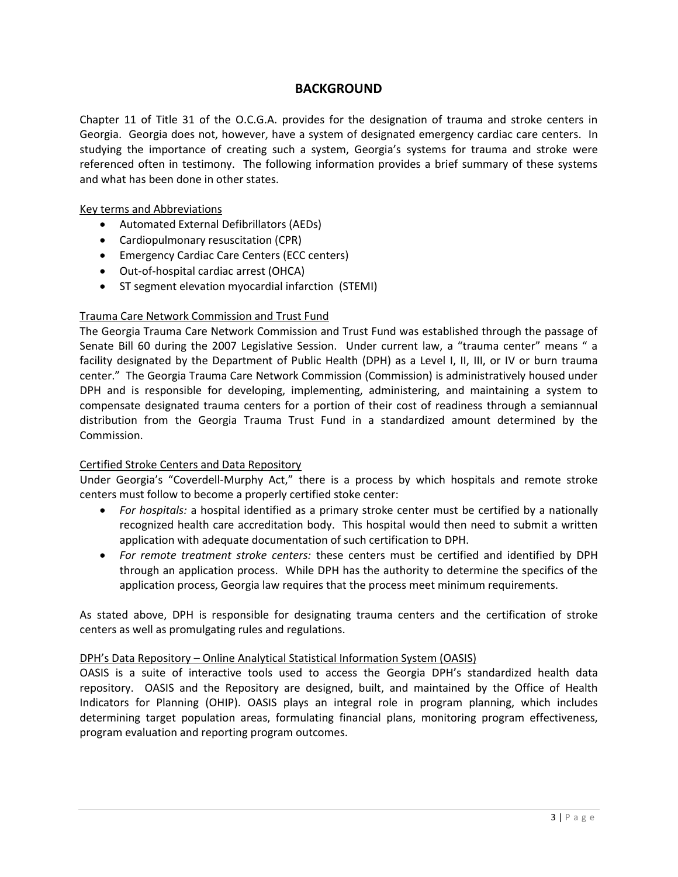## BACKGROUND

Chapter 11 of Title 31 of the O.C.G.A. provides for the designation of trauma and stroke centers in Georgia. Georgia does not, however, have a system of designated emergency cardiac care centers. In studying the importance of creating such a system, Georgia's systems for trauma and stroke were referenced often in testimony. The following information provides a brief summary of these systems and what has been done in other states.

Key terms and Abbreviations

- Automated External Defibrillators (AEDs)
- Cardiopulmonary resuscitation (CPR)
- Emergency Cardiac Care Centers (ECC centers)
- Out-of-hospital cardiac arrest (OHCA)
- ST segment elevation myocardial infarction (STEMI)

Trauma Care Network Commission and Trust Fund

The Georgia Trauma Care Network Commission and Trust Fund was established through the passage of Senate Bill 60 during the 2007 Legislative Session. Under current law, a "trauma center" means " a facility designated by the Department of Public Health (DPH) as a Level I, II, III, or IV or burn trauma center." The Georgia Trauma Care Network Commission (Commission) is administratively housed under DPH and is responsible for developing, implementing, administering, and maintaining a system to compensate designated trauma centers for a portion of their cost of readiness through a semiannual distribution from the Georgia Trauma Trust Fund in a standardized amount determined by the Commission.

Certified Stroke Centers and Data Repository

Under Georgia's "Coverdell-Murphy Act," there is a process by which hospitals and remote stroke centers must follow to become a properly certified stoke center:

- *For hospitals:* a hospital identified as a primary stroke center must be certified by a nationally recognized health care accreditation body. This hospital would then need to submit a written application with adequate documentation of such certification to DPH.
- *For remote treatment stroke centers:* these centers must be certified and identified by DPH through an application process. While DPH has the authority to determine the specifics of the application process, Georgia law requires that the process meet minimum requirements.

As stated above, DPH is responsible for designating trauma centers and the certification of stroke centers as well as promulgating rules and regulations.

DPH's Data Repository – Online Analytical Statistical Information System (OASIS)

OASIS is a suite of interactive tools used to access the Georgia DPH's standardized health data repository. OASIS and the Repository are designed, built, and maintained by the Office of Health Indicators for Planning (OHIP). OASIS plays an integral role in program planning, which includes determining target population areas, formulating financial plans, monitoring program effectiveness, program evaluation and reporting program outcomes.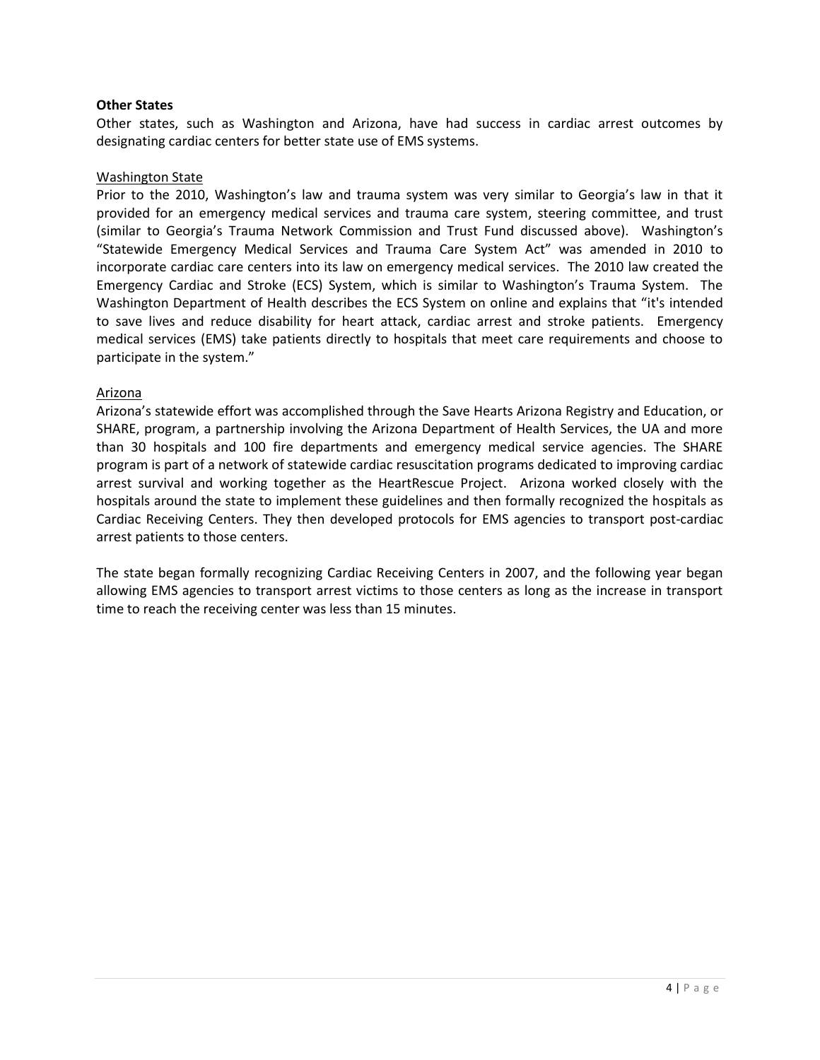**Other States**

Other states, such as Washington and Arizona, have had success in cardiac arrest outcomes by designating cardiac centers for better state use of EMS systems.

Washington State

Prior to the 2010, Washington's law and trauma system was very similar to Georgia's law in that it provided for an emergency medical services and trauma care system, steering committee, and trust (similar to Georgia's Trauma Network Commission and Trust Fund discussed above). Washington's "Statewide Emergency Medical Services and Trauma Care System Act" was amended in 2010 to incorporate cardiac care centers into its law on emergency medical services. The 2010 law created the Emergency Cardiac and Stroke (ECS) System, which is similar to Washington's Trauma System. The Washington Department of Health describes the ECS System on online and explains that "it's intended to save lives and reduce disability for heart attack, cardiac arrest and stroke patients. Emergency medical services (EMS) take patients directly to hospitals that meet care requirements and choose to participate in the system."

Arizona

Arizona's statewide effort was accomplished through the Save Hearts Arizona Registry and Education, or SHARE, program, a partnership involving the Arizona Department of Health Services, the UA and more than 30 hospitals and 100 fire departments and emergency medical service agencies. The SHARE program is part of a network of statewide cardiac resuscitation programs dedicated to improving cardiac arrest survival and working together as the HeartRescue Project. Arizona worked closely with the hospitals around the state to implement these guidelines and then formally recognized the hospitals as Cardiac Receiving Centers. They then developed protocols for EMS agencies to transport post-cardiac arrest patients to those centers.

The state began formally recognizing Cardiac Receiving Centers in 2007, and the following year began allowing EMS agencies to transport arrest victims to those centers as long as the increase in transport time to reach the receiving center was less than 15 minutes.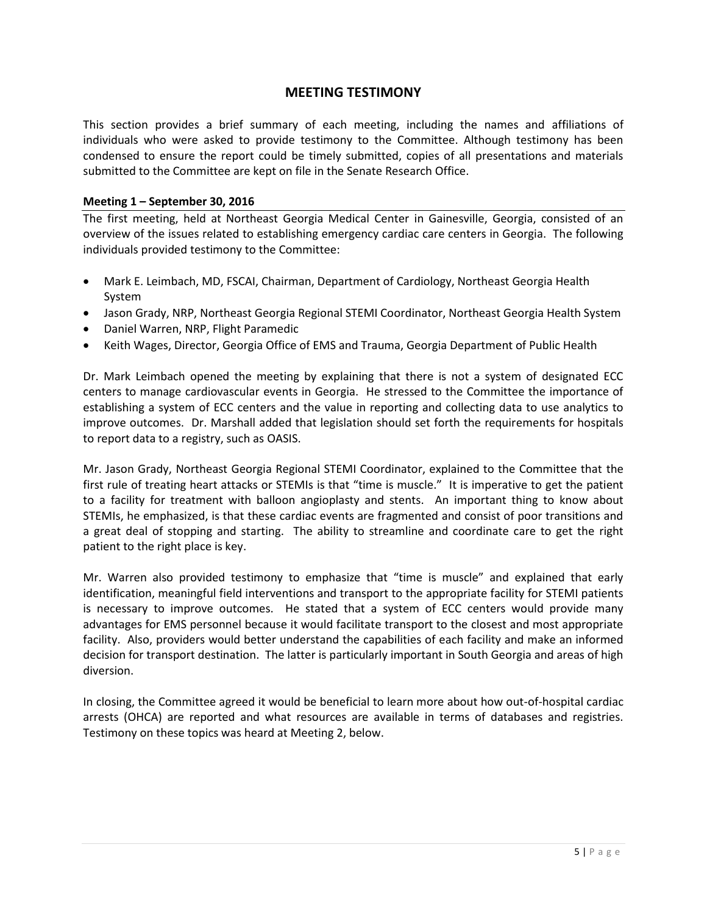## MEETING TESTIMONY

This section provides a brief summary of each meeting, including the names and affiliations of individuals who were asked to provide testimony to the Committee. Although testimony has been condensed to ensure the report could be timely submitted, copies of all presentations and materials submitted to the Committee are kept on file in the Senate Research Office.

### Meeting 1 – September 30, 2016

The first meeting, held at Northeast Georgia Medical Center in Gainesville, Georgia, consisted of an overview of the issues related to establishing emergency cardiac care centers in Georgia. The following individuals provided testimony to the Committee:

- Mark E. Leimbach, MD, FSCAI, Chairman, Department of Cardiology, Northeast Georgia Health System
- Jason Grady, NRP, Northeast Georgia Regional STEMI Coordinator, Northeast Georgia Health System
- Daniel Warren, NRP, Flight Paramedic
- Keith Wages, Director, Georgia Office of EMS and Trauma, Georgia Department of Public Health

Dr. Mark Leimbach opened the meeting by explaining that there is not a system of designated ECC centers to manage cardiovascular events in Georgia. He stressed to the Committee the importance of establishing a system of ECC centers and the value in reporting and collecting data to use analytics to improve outcomes. Dr. Marshall added that legislation should set forth the requirements for hospitals to report data to a registry, such as OASIS.

Mr. Jason Grady, Northeast Georgia Regional STEMI Coordinator, explained to the Committee that the first rule of treating heart attacks or STEMIs is that "time is muscle." It is imperative to get the patient to a facility for treatment with balloon angioplasty and stents. An important thing to know about STEMIs, he emphasized, is that these cardiac events are fragmented and consist of poor transitions and a great deal of stopping and starting. The ability to streamline and coordinate care to get the right patient to the right place is key.

Mr. Warren also provided testimony to emphasize that "time is muscle" and explained that early identification, meaningful field interventions and transport to the appropriate facility for STEMI patients is necessary to improve outcomes. He stated that a system of ECC centers would provide many advantages for EMS personnel because it would facilitate transport to the closest and most appropriate facility. Also, providers would better understand the capabilities of each facility and make an informed decision for transport destination. The latter is particularly important in South Georgia and areas of high diversion.

In closing, the Committee agreed it would be beneficial to learn more about how out-of-hospital cardiac arrests (OHCA) are reported and what resources are available in terms of databases and registries. Testimony on these topics was heard at Meeting 2, below.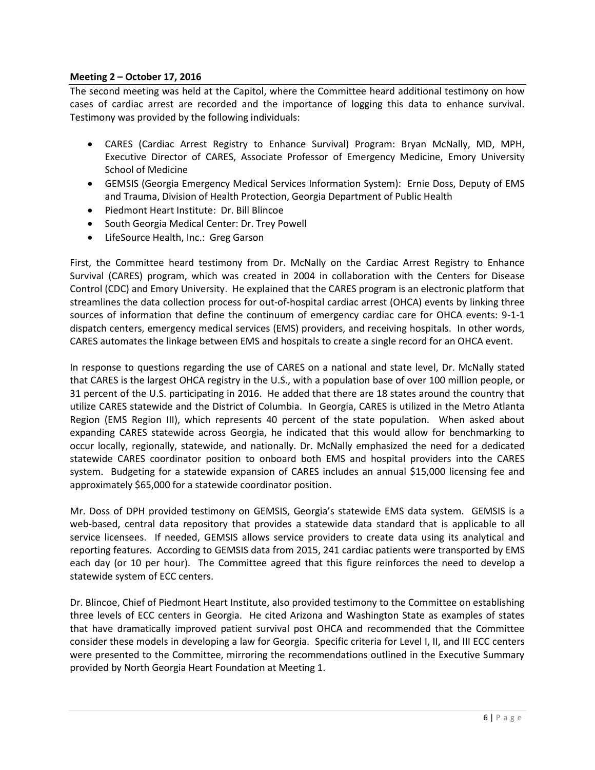**Meeting 2 – October 17, 2016**

The second meeting was held at the Capitol, where the Committee heard additional testimony on how cases of cardiac arrest are recorded and the importance of logging this data to enhance survival. Testimony was provided by the following individuals:

- CARES (Cardiac Arrest Registry to Enhance Survival) Program: Bryan McNally, MD, MPH, Executive Director of CARES, Associate Professor of Emergency Medicine, Emory University School of Medicine
- GEMSIS (Georgia Emergency Medical Services Information System): Ernie Doss, Deputy of EMS and Trauma, Division of Health Protection, Georgia Department of Public Health
- Piedmont Heart Institute: Dr. Bill Blincoe
- South Georgia Medical Center: Dr. Trey Powell
- LifeSource Health, Inc.: Greg Garson

First, the Committee heard testimony from Dr. McNally on the Cardiac Arrest Registry to Enhance Survival (CARES) program, which was created in 2004 in collaboration with the Centers for Disease Control (CDC) and Emory University. He explained that the CARES program is an electronic platform that streamlines the data collection process for out-of-hospital cardiac arrest (OHCA) events by linking three sources of information that define the continuum of emergency cardiac care for OHCA events: 9-1-1 dispatch centers, emergency medical services (EMS) providers, and receiving hospitals. In other words, CARES automates the linkage between EMS and hospitals to create a single record for an OHCA event.

In response to questions regarding the use of CARES on a national and state level, Dr. McNally stated that CARES is the largest OHCA registry in the U.S., with a population base of over 100 million people, or 31 percent of the U.S. participating in 2016. He added that there are 18 states around the country that utilize CARES statewide and the District of Columbia. In Georgia, CARES is utilized in the Metro Atlanta Region (EMS Region III), which represents 40 percent of the state population. When asked about expanding CARES statewide across Georgia, he indicated that this would allow for benchmarking to occur locally, regionally, statewide, and nationally. Dr. McNally emphasized the need for a dedicated statewide CARES coordinator position to onboard both EMS and hospital providers into the CARES system. Budgeting for a statewide expansion of CARES includes an annual \$15,000 licensing fee and approximately \$65,000 for a statewide coordinator position.

Mr. Doss of DPH provided testimony on GEMSIS, Georgia's statewide EMS data system. GEMSIS is a web-based, central data repository that provides a statewide data standard that is applicable to all service licensees. If needed, GEMSIS allows service providers to create data using its analytical and reporting features. According to GEMSIS data from 2015, 241 cardiac patients were transported by EMS each day (or 10 per hour). The Committee agreed that this figure reinforces the need to develop a statewide system of ECC centers.

Dr. Blincoe, Chief of Piedmont Heart Institute, also provided testimony to the Committee on establishing three levels of ECC centers in Georgia. He cited Arizona and Washington State as examples of states that have dramatically improved patient survival post OHCA and recommended that the Committee consider these models in developing a law for Georgia. Specific criteria for Level I, II, and III ECC centers were presented to the Committee, mirroring the recommendations outlined in the Executive Summary provided by North Georgia Heart Foundation at Meeting 1.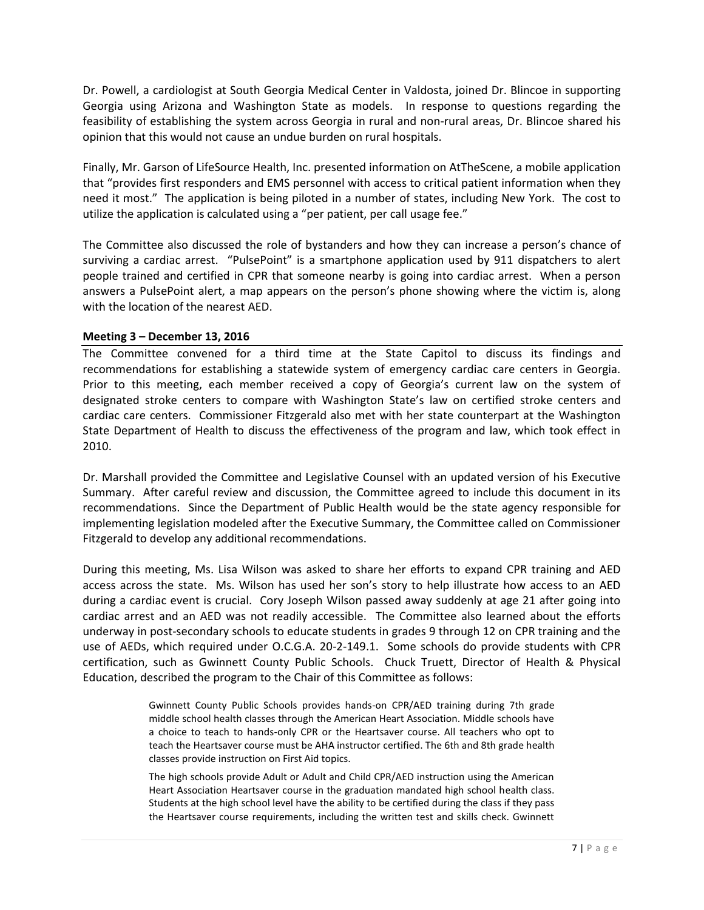Dr. Powell, a cardiologist at South Georgia Medical Center in Valdosta, joined Dr. Blincoe in supporting Georgia using Arizona and Washington State as models. In response to questions regarding the feasibility of establishing the system across Georgia in rural and non-rural areas, Dr. Blincoe shared his opinion that this would not cause an undue burden on rural hospitals.

Finally, Mr. Garson of LifeSource Health, Inc. presented information on AtTheScene, a mobile application that "provides first responders and EMS personnel with access to critical patient information when they need it most." The application is being piloted in a number of states, including New York. The cost to utilize the application is calculated using a "per patient, per call usage fee."

The Committee also discussed the role of bystanders and how they can increase a person's chance of surviving a cardiac arrest. "PulsePoint" is a smartphone application used by 911 dispatchers to alert people trained and certified in CPR that someone nearby is going into cardiac arrest. When a person answers a PulsePoint alert, a map appears on the person's phone showing where the victim is, along with the location of the nearest AED.

**Meeting 3 – December 13, 2016**

The Committee convened for a third time at the State Capitol to discuss its findings and recommendations for establishing a statewide system of emergency cardiac care centers in Georgia. Prior to this meeting, each member received a copy of Georgia's current law on the system of designated stroke centers to compare with Washington State's law on certified stroke centers and cardiac care centers. Commissioner Fitzgerald also met with her state counterpart at the Washington State Department of Health to discuss the effectiveness of the program and law, which took effect in 2010.

Dr. Marshall provided the Committee and Legislative Counsel with an updated version of his Executive Summary. After careful review and discussion, the Committee agreed to include this document in its recommendations. Since the Department of Public Health would be the state agency responsible for implementing legislation modeled after the Executive Summary, the Committee called on Commissioner Fitzgerald to develop any additional recommendations.

During this meeting, Ms. Lisa Wilson was asked to share her efforts to expand CPR training and AED access across the state. Ms. Wilson has used her son's story to help illustrate how access to an AED during a cardiac event is crucial. Cory Joseph Wilson passed away suddenly at age 21 after going into cardiac arrest and an AED was not readily accessible. The Committee also learned about the efforts underway in post-secondary schools to educate students in grades 9 through 12 on CPR training and the use of AEDs, which required under O.C.G.A. 20-2-149.1. Some schools do provide students with CPR certification, such as Gwinnett County Public Schools. Chuck Truett, Director of Health & Physical Education, described the program to the Chair of this Committee as follows:

> Gwinnett County Public Schools provides hands-on CPR/AED training during 7th grade middle school health classes through the American Heart Association. Middle schools have a choice to teach to hands-only CPR or the Heartsaver course. All teachers who opt to teach the Heartsaver course must be AHA instructor certified. The 6th and 8th grade health classes provide instruction on First Aid topics.
>
> The high schools provide Adult or Adult and Child CPR/AED instruction using the American Heart Association Heartsaver course in the graduation mandated high school health class. Students at the high school level have the ability to be certified during the class if they pass the Heartsaver course requirements, including the written test and skills check. Gwinnett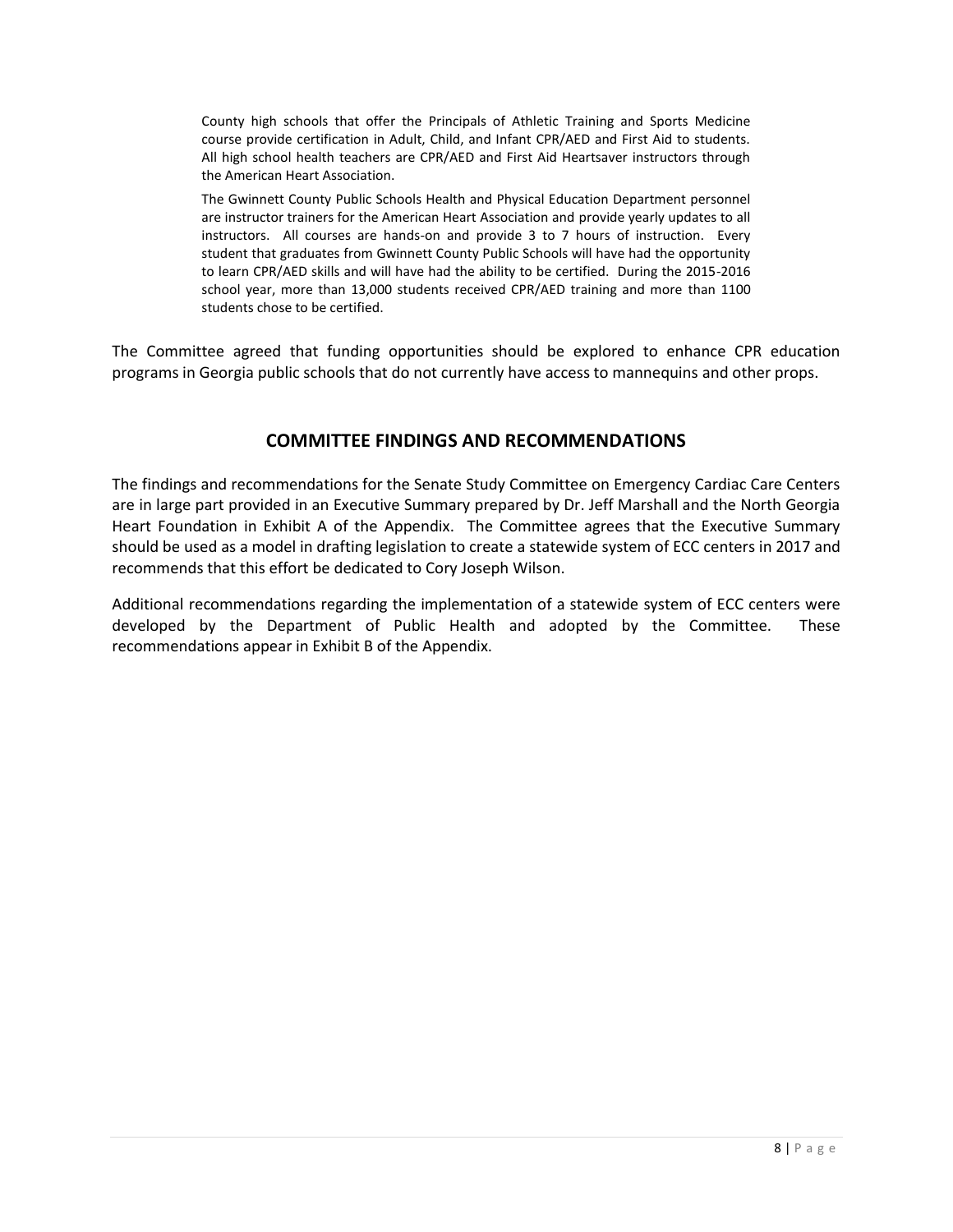> County high schools that offer the Principals of Athletic Training and Sports Medicine course provide certification in Adult, Child, and Infant CPR/AED and First Aid to students. All high school health teachers are CPR/AED and First Aid Heartsaver instructors through the American Heart Association.
>
> The Gwinnett County Public Schools Health and Physical Education Department personnel are instructor trainers for the American Heart Association and provide yearly updates to all instructors. All courses are hands-on and provide 3 to 7 hours of instruction. Every student that graduates from Gwinnett County Public Schools will have had the opportunity to learn CPR/AED skills and will have had the ability to be certified. During the 2015-2016 school year, more than 13,000 students received CPR/AED training and more than 1100 students chose to be certified.

The Committee agreed that funding opportunities should be explored to enhance CPR education programs in Georgia public schools that do not currently have access to mannequins and other props.

## COMMITTEE FINDINGS AND RECOMMENDATIONS

The findings and recommendations for the Senate Study Committee on Emergency Cardiac Care Centers are in large part provided in an Executive Summary prepared by Dr. Jeff Marshall and the North Georgia Heart Foundation in Exhibit A of the Appendix. The Committee agrees that the Executive Summary should be used as a model in drafting legislation to create a statewide system of ECC centers in 2017 and recommends that this effort be dedicated to Cory Joseph Wilson.

Additional recommendations regarding the implementation of a statewide system of ECC centers were developed by the Department of Public Health and adopted by the Committee. These recommendations appear in Exhibit B of the Appendix.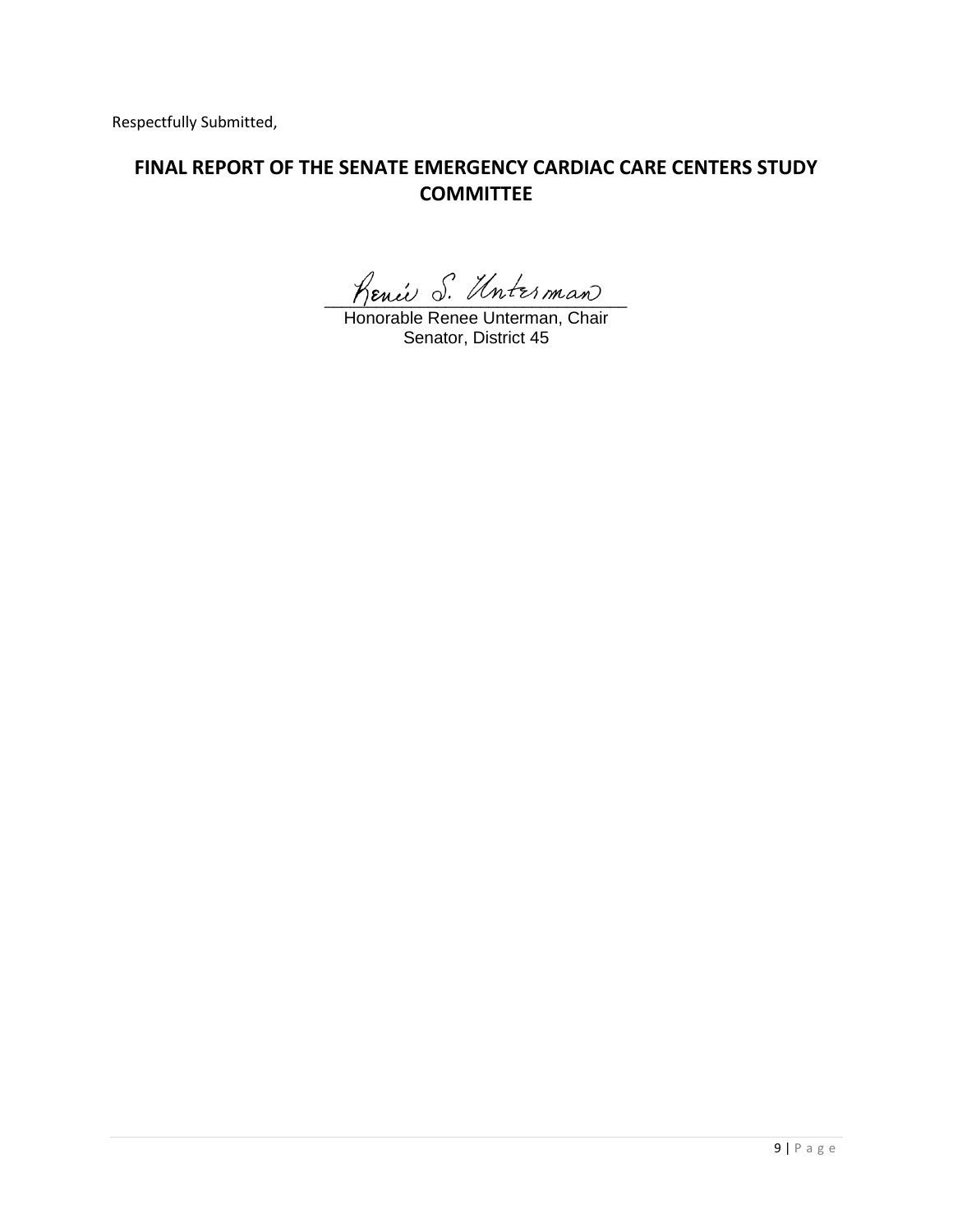Respectfully Submitted,

## FINAL REPORT OF THE SENATE EMERGENCY CARDIAC CARE CENTERS STUDY COMMITTEE

Renee S. Unterman

Honorable Renee Unterman, Chair
Senator, District 45